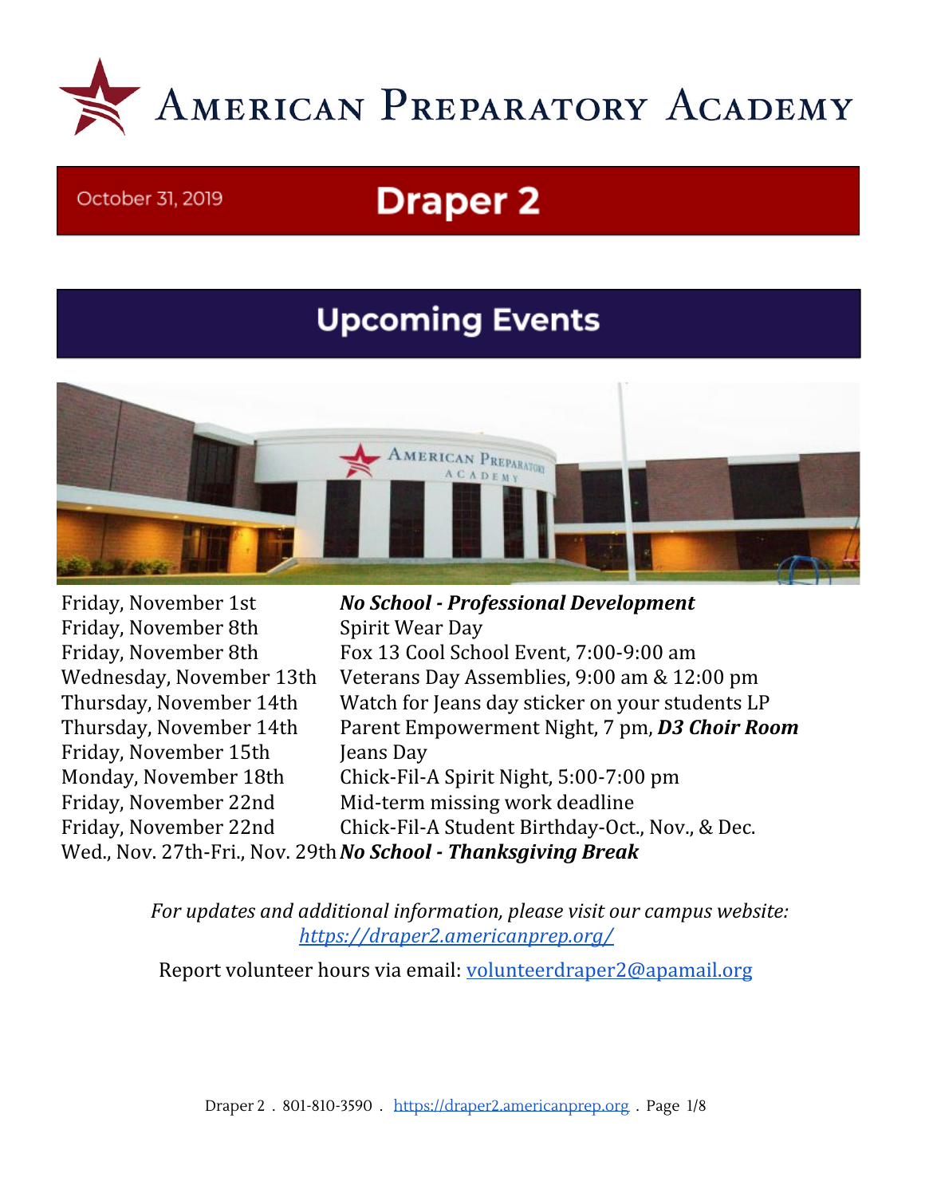# American Preparatory Academy

October 31, 2019

## Draper 2

## Upcoming Events

| | |
|---|---|
| Friday, November 1st | ***No School - Professional Development*** |
| Friday, November 8th | Spirit Wear Day |
| Friday, November 8th | Fox 13 Cool School Event, 7:00-9:00 am |
| Wednesday, November 13th | Veterans Day Assemblies, 9:00 am & 12:00 pm |
| Thursday, November 14th | Watch for Jeans day sticker on your students LP |
| Thursday, November 14th | Parent Empowerment Night, 7 pm, ***D3 Choir Room*** |
| Friday, November 15th | Jeans Day |
| Monday, November 18th | Chick-Fil-A Spirit Night, 5:00-7:00 pm |
| Friday, November 22nd | Mid-term missing work deadline |
| Friday, November 22nd | Chick-Fil-A Student Birthday-Oct., Nov., & Dec. |
| Wed., Nov. 27th-Fri., Nov. 29th | ***No School - Thanksgiving Break*** |

*For updates and additional information, please visit our campus website: [https://draper2.americanprep.org/](https://draper2.americanprep.org/)*

Report volunteer hours via email: [volunteerdraper2@apamail.org](mailto:volunteerdraper2@apamail.org)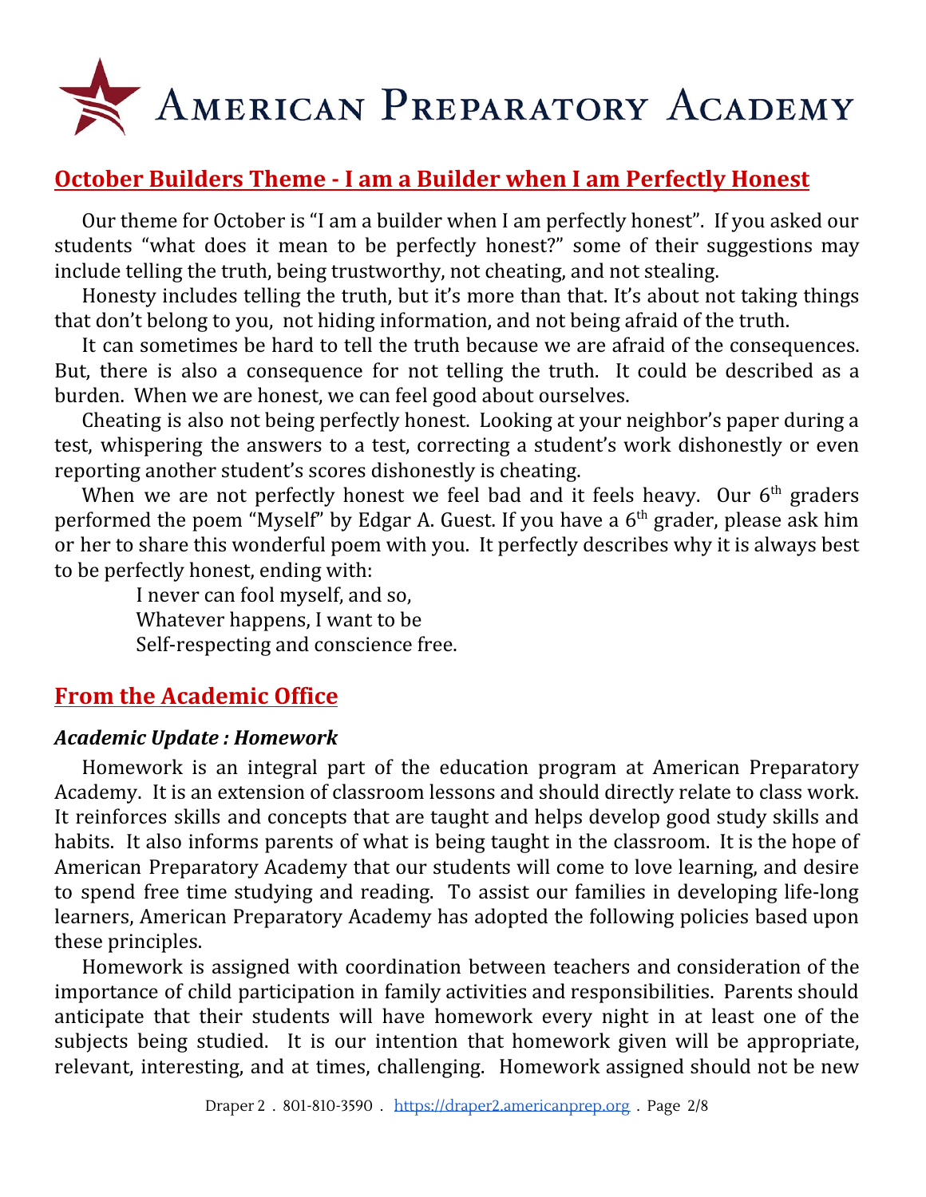# American Preparatory Academy

## October Builders Theme - I am a Builder when I am Perfectly Honest

Our theme for October is "I am a builder when I am perfectly honest". If you asked our students "what does it mean to be perfectly honest?" some of their suggestions may include telling the truth, being trustworthy, not cheating, and not stealing.

Honesty includes telling the truth, but it's more than that. It's about not taking things that don't belong to you, not hiding information, and not being afraid of the truth.

It can sometimes be hard to tell the truth because we are afraid of the consequences. But, there is also a consequence for not telling the truth. It could be described as a burden. When we are honest, we can feel good about ourselves.

Cheating is also not being perfectly honest. Looking at your neighbor's paper during a test, whispering the answers to a test, correcting a student's work dishonestly or even reporting another student's scores dishonestly is cheating.

When we are not perfectly honest we feel bad and it feels heavy. Our 6th graders performed the poem "Myself" by Edgar A. Guest. If you have a 6th grader, please ask him or her to share this wonderful poem with you. It perfectly describes why it is always best to be perfectly honest, ending with:

> I never can fool myself, and so,
> Whatever happens, I want to be
> Self-respecting and conscience free.

## From the Academic Office

### *Academic Update : Homework*

Homework is an integral part of the education program at American Preparatory Academy. It is an extension of classroom lessons and should directly relate to class work. It reinforces skills and concepts that are taught and helps develop good study skills and habits. It also informs parents of what is being taught in the classroom. It is the hope of American Preparatory Academy that our students will come to love learning, and desire to spend free time studying and reading. To assist our families in developing life-long learners, American Preparatory Academy has adopted the following policies based upon these principles.

Homework is assigned with coordination between teachers and consideration of the importance of child participation in family activities and responsibilities. Parents should anticipate that their students will have homework every night in at least one of the subjects being studied. It is our intention that homework given will be appropriate, relevant, interesting, and at times, challenging. Homework assigned should not be new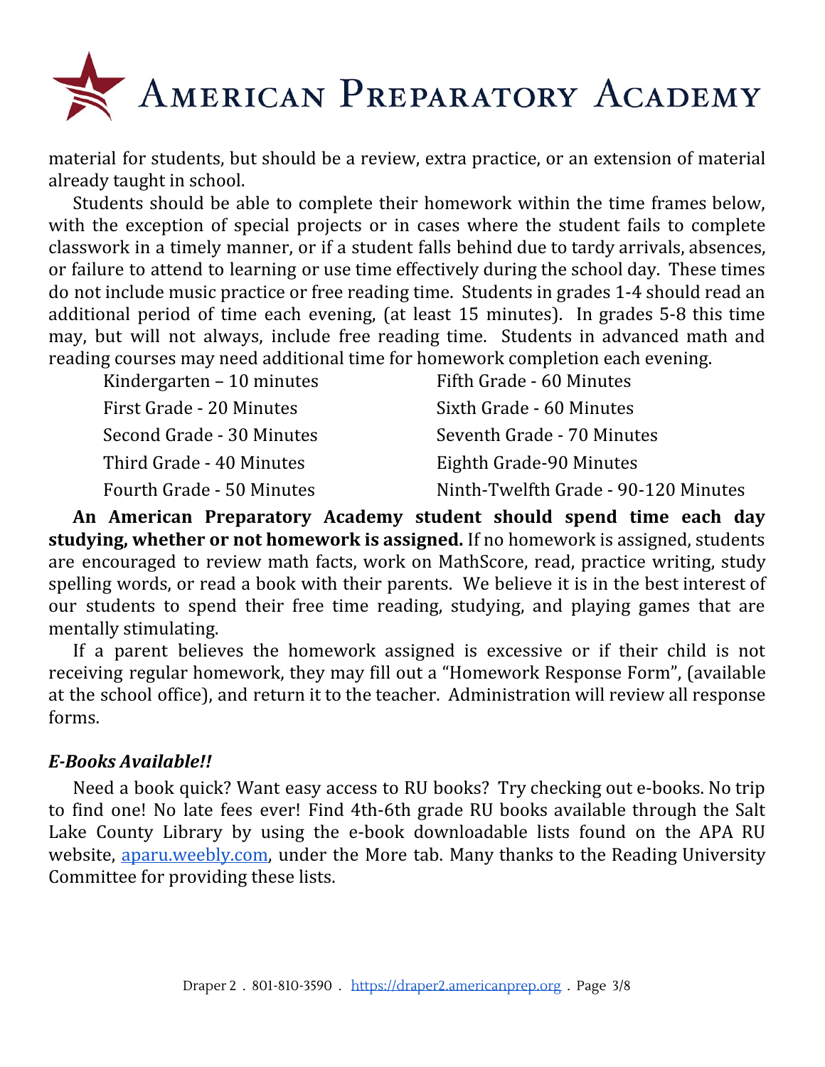material for students, but should be a review, extra practice, or an extension of material already taught in school.

Students should be able to complete their homework within the time frames below, with the exception of special projects or in cases where the student fails to complete classwork in a timely manner, or if a student falls behind due to tardy arrivals, absences, or failure to attend to learning or use time effectively during the school day. These times do not include music practice or free reading time. Students in grades 1-4 should read an additional period of time each evening, (at least 15 minutes). In grades 5-8 this time may, but will not always, include free reading time. Students in advanced math and reading courses may need additional time for homework completion each evening.

| | |
|---|---|
| Kindergarten – 10 minutes | Fifth Grade - 60 Minutes |
| First Grade - 20 Minutes | Sixth Grade - 60 Minutes |
| Second Grade - 30 Minutes | Seventh Grade - 70 Minutes |
| Third Grade - 40 Minutes | Eighth Grade-90 Minutes |
| Fourth Grade - 50 Minutes | Ninth-Twelfth Grade - 90-120 Minutes |

**An American Preparatory Academy student should spend time each day studying, whether or not homework is assigned.** If no homework is assigned, students are encouraged to review math facts, work on MathScore, read, practice writing, study spelling words, or read a book with their parents. We believe it is in the best interest of our students to spend their free time reading, studying, and playing games that are mentally stimulating.

If a parent believes the homework assigned is excessive or if their child is not receiving regular homework, they may fill out a "Homework Response Form", (available at the school office), and return it to the teacher. Administration will review all response forms.

***E-Books Available!!***

Need a book quick? Want easy access to RU books? Try checking out e-books. No trip to find one! No late fees ever! Find 4th-6th grade RU books available through the Salt Lake County Library by using the e-book downloadable lists found on the APA RU website, [aparu.weebly.com](aparu.weebly.com), under the More tab. Many thanks to the Reading University Committee for providing these lists.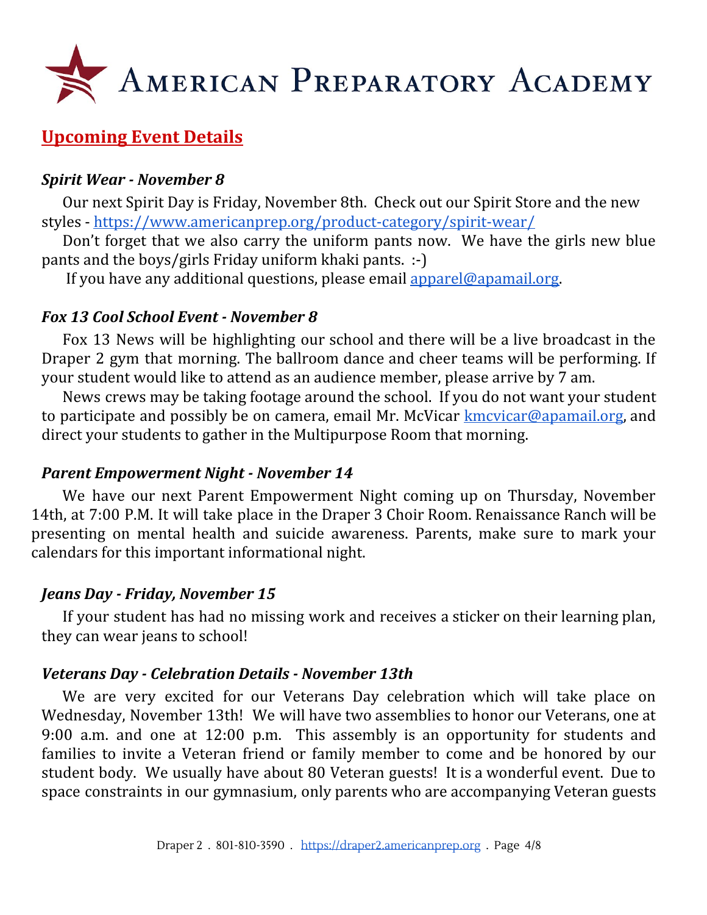# American Preparatory Academy

## Upcoming Event Details

### *Spirit Wear - November 8*

Our next Spirit Day is Friday, November 8th. Check out our Spirit Store and the new styles - https://www.americanprep.org/product-category/spirit-wear/

Don't forget that we also carry the uniform pants now. We have the girls new blue pants and the boys/girls Friday uniform khaki pants. :-)

If you have any additional questions, please email apparel@apamail.org.

### *Fox 13 Cool School Event - November 8*

Fox 13 News will be highlighting our school and there will be a live broadcast in the Draper 2 gym that morning. The ballroom dance and cheer teams will be performing. If your student would like to attend as an audience member, please arrive by 7 am.

News crews may be taking footage around the school. If you do not want your student to participate and possibly be on camera, email Mr. McVicar kmcvicar@apamail.org, and direct your students to gather in the Multipurpose Room that morning.

### *Parent Empowerment Night - November 14*

We have our next Parent Empowerment Night coming up on Thursday, November 14th, at 7:00 P.M. It will take place in the Draper 3 Choir Room. Renaissance Ranch will be presenting on mental health and suicide awareness. Parents, make sure to mark your calendars for this important informational night.

### *Jeans Day - Friday, November 15*

If your student has had no missing work and receives a sticker on their learning plan, they can wear jeans to school!

### *Veterans Day - Celebration Details - November 13th*

We are very excited for our Veterans Day celebration which will take place on Wednesday, November 13th! We will have two assemblies to honor our Veterans, one at 9:00 a.m. and one at 12:00 p.m. This assembly is an opportunity for students and families to invite a Veteran friend or family member to come and be honored by our student body. We usually have about 80 Veteran guests! It is a wonderful event. Due to space constraints in our gymnasium, only parents who are accompanying Veteran guests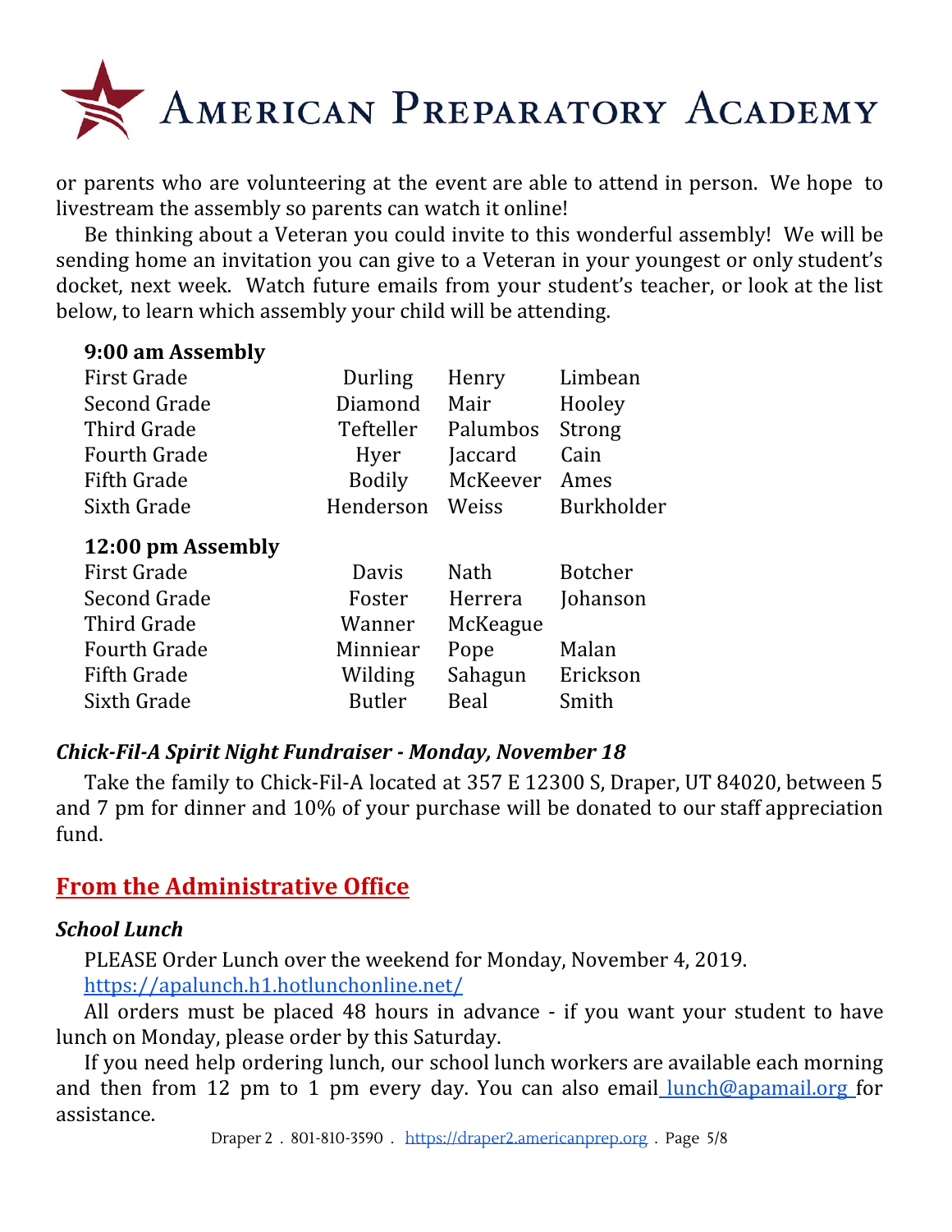or parents who are volunteering at the event are able to attend in person. We hope to livestream the assembly so parents can watch it online!

Be thinking about a Veteran you could invite to this wonderful assembly! We will be sending home an invitation you can give to a Veteran in your youngest or only student's docket, next week. Watch future emails from your student's teacher, or look at the list below, to learn which assembly your child will be attending.

**9:00 am Assembly**

| | | | |
|---|---|---|---|
| First Grade | Durling | Henry | Limbean |
| Second Grade | Diamond | Mair | Hooley |
| Third Grade | Tefteller | Palumbos | Strong |
| Fourth Grade | Hyer | Jaccard | Cain |
| Fifth Grade | Bodily | McKeever | Ames |
| Sixth Grade | Henderson | Weiss | Burkholder |

**12:00 pm Assembly**

| | | | |
|---|---|---|---|
| First Grade | Davis | Nath | Botcher |
| Second Grade | Foster | Herrera | Johanson |
| Third Grade | Wanner | McKeague | |
| Fourth Grade | Minniear | Pope | Malan |
| Fifth Grade | Wilding | Sahagun | Erickson |
| Sixth Grade | Butler | Beal | Smith |

***Chick-Fil-A Spirit Night Fundraiser - Monday, November 18***

Take the family to Chick-Fil-A located at 357 E 12300 S, Draper, UT 84020, between 5 and 7 pm for dinner and 10% of your purchase will be donated to our staff appreciation fund.

## From the Administrative Office

***School Lunch***

PLEASE Order Lunch over the weekend for Monday, November 4, 2019.
https://apalunch.h1.hotlunchonline.net/

All orders must be placed 48 hours in advance - if you want your student to have lunch on Monday, please order by this Saturday.

If you need help ordering lunch, our school lunch workers are available each morning and then from 12 pm to 1 pm every day. You can also email lunch@apamail.org for assistance.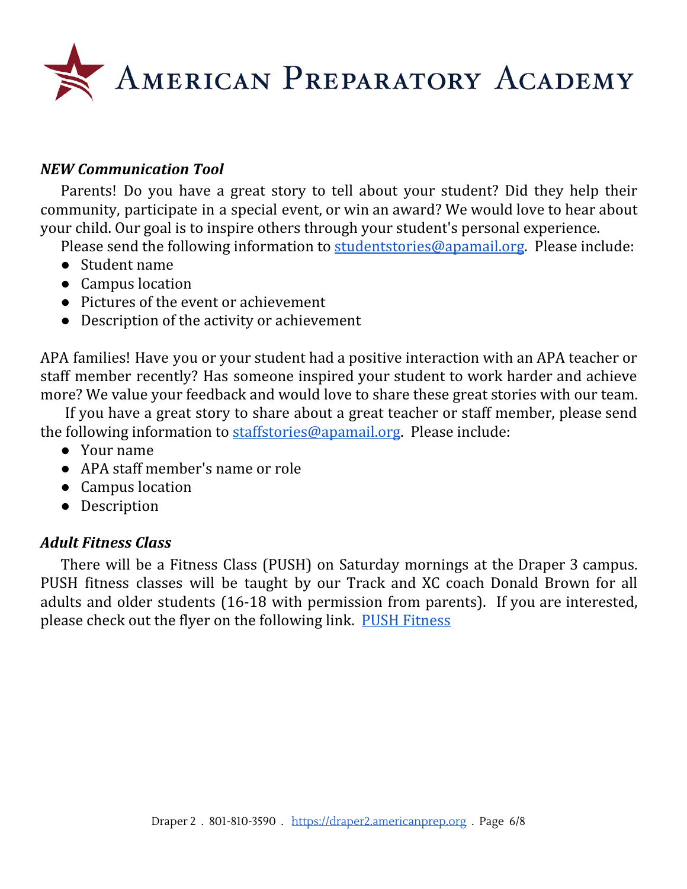# American Preparatory Academy

### *NEW Communication Tool*

Parents! Do you have a great story to tell about your student? Did they help their community, participate in a special event, or win an award? We would love to hear about your child. Our goal is to inspire others through your student's personal experience.

Please send the following information to [studentstories@apamail.org](mailto:studentstories@apamail.org). Please include:

- Student name
- Campus location
- Pictures of the event or achievement
- Description of the activity or achievement

APA families! Have you or your student had a positive interaction with an APA teacher or staff member recently? Has someone inspired your student to work harder and achieve more? We value your feedback and would love to share these great stories with our team.

If you have a great story to share about a great teacher or staff member, please send the following information to [staffstories@apamail.org](mailto:staffstories@apamail.org). Please include:

- Your name
- APA staff member's name or role
- Campus location
- Description

### *Adult Fitness Class*

There will be a Fitness Class (PUSH) on Saturday mornings at the Draper 3 campus. PUSH fitness classes will be taught by our Track and XC coach Donald Brown for all adults and older students (16-18 with permission from parents). If you are interested, please check out the flyer on the following link. PUSH Fitness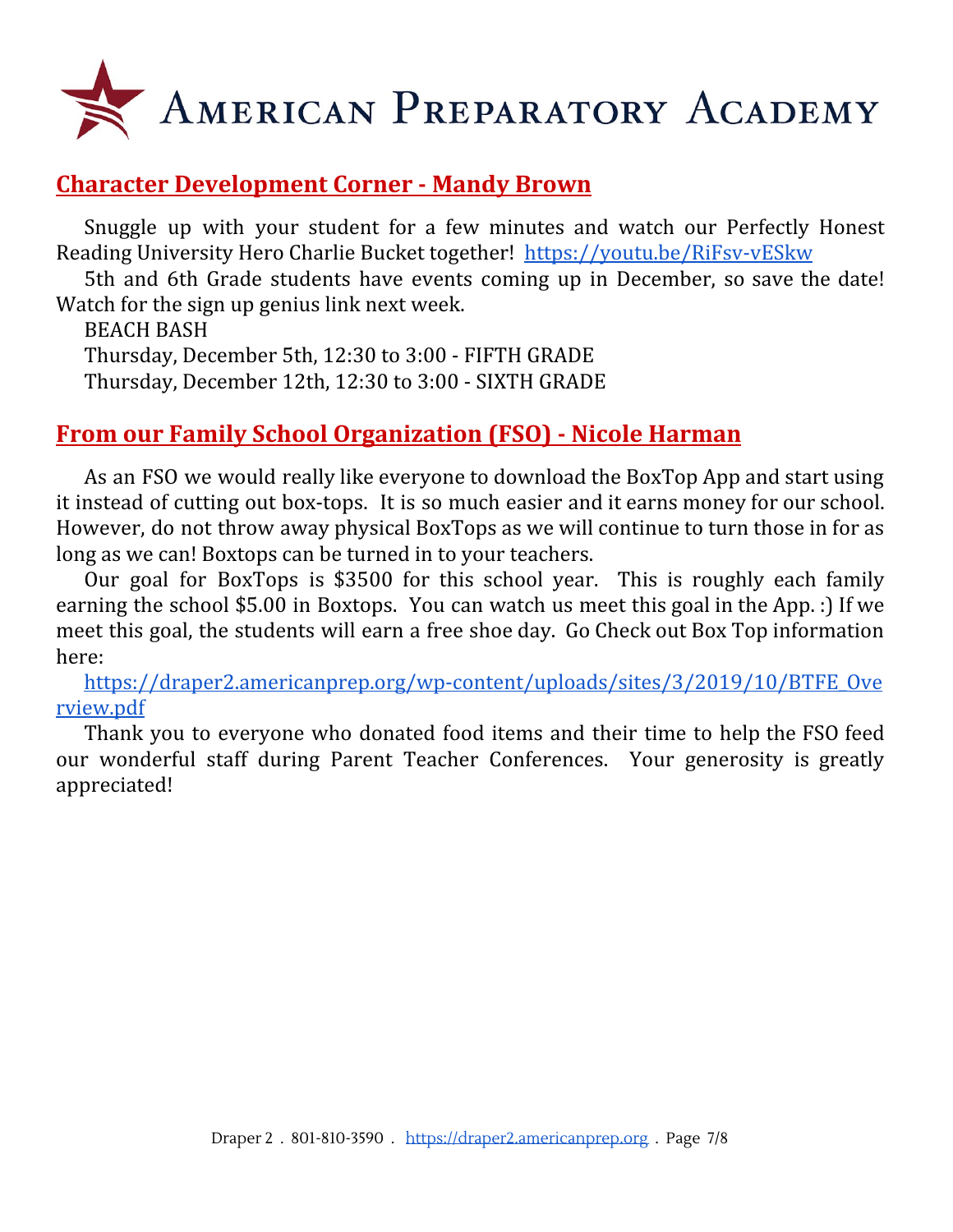# American Preparatory Academy

## Character Development Corner - Mandy Brown

Snuggle up with your student for a few minutes and watch our Perfectly Honest Reading University Hero Charlie Bucket together! https://youtu.be/RiFsv-vESkw

5th and 6th Grade students have events coming up in December, so save the date! Watch for the sign up genius link next week.

BEACH BASH

Thursday, December 5th, 12:30 to 3:00 - FIFTH GRADE

Thursday, December 12th, 12:30 to 3:00 - SIXTH GRADE

## From our Family School Organization (FSO) - Nicole Harman

As an FSO we would really like everyone to download the BoxTop App and start using it instead of cutting out box-tops. It is so much easier and it earns money for our school. However, do not throw away physical BoxTops as we will continue to turn those in for as long as we can! Boxtops can be turned in to your teachers.

Our goal for BoxTops is $3500 for this school year. This is roughly each family earning the school $5.00 in Boxtops. You can watch us meet this goal in the App. :) If we meet this goal, the students will earn a free shoe day. Go Check out Box Top information here:

https://draper2.americanprep.org/wp-content/uploads/sites/3/2019/10/BTFE_Overview.pdf

Thank you to everyone who donated food items and their time to help the FSO feed our wonderful staff during Parent Teacher Conferences. Your generosity is greatly appreciated!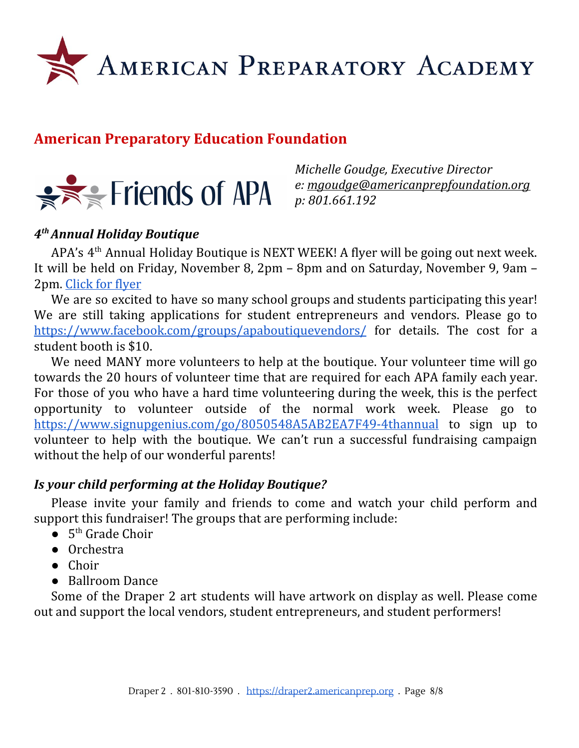# American Preparatory Academy

## American Preparatory Education Foundation

Friends of APA

*Michelle Goudge, Executive Director*
*e: mgoudge@americanprepfoundation.org*
*p: 801.661.192*

### *4th Annual Holiday Boutique*

APA's 4th Annual Holiday Boutique is NEXT WEEK! A flyer will be going out next week. It will be held on Friday, November 8, 2pm – 8pm and on Saturday, November 9, 9am – 2pm. Click for flyer

We are so excited to have so many school groups and students participating this year! We are still taking applications for student entrepreneurs and vendors. Please go to https://www.facebook.com/groups/apaboutiquevendors/ for details. The cost for a student booth is $10.

We need MANY more volunteers to help at the boutique. Your volunteer time will go towards the 20 hours of volunteer time that are required for each APA family each year. For those of you who have a hard time volunteering during the week, this is the perfect opportunity to volunteer outside of the normal work week. Please go to https://www.signupgenius.com/go/8050548A5AB2EA7F49-4thannual to sign up to volunteer to help with the boutique. We can't run a successful fundraising campaign without the help of our wonderful parents!

### *Is your child performing at the Holiday Boutique?*

Please invite your family and friends to come and watch your child perform and support this fundraiser! The groups that are performing include:

- 5th Grade Choir
- Orchestra
- Choir
- Ballroom Dance

Some of the Draper 2 art students will have artwork on display as well. Please come out and support the local vendors, student entrepreneurs, and student performers!